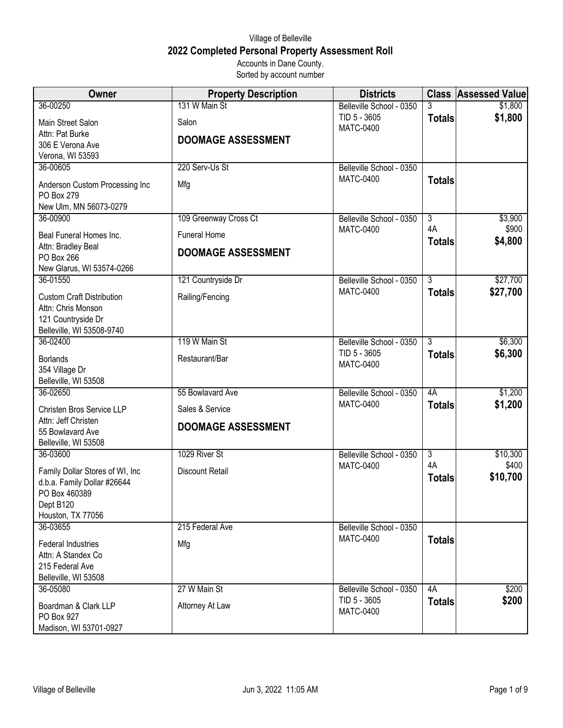Village of Belleville

# 2022 Completed Personal Property Assessment Roll

Accounts in Dane County.
Sorted by account number

| Owner | Property Description | Districts | Class | Assessed Value |
|---|---|---|---|---|
| 36-00250<br>Main Street Salon<br>Attn: Pat Burke<br>306 E Verona Ave<br>Verona, WI 53593 | 131 W Main St<br>Salon<br>**DOOMAGE ASSESSMENT** | Belleville School - 0350<br>TID 5 - 3605<br>MATC-0400 | 3<br>**Totals** | $1,800<br>**$1,800** |
| 36-00605<br>Anderson Custom Processing Inc<br>PO Box 279<br>New Ulm, MN 56073-0279 | 220 Serv-Us St<br>Mfg | Belleville School - 0350<br>MATC-0400 | **Totals** | |
| 36-00900<br>Beal Funeral Homes Inc.<br>Attn: Bradley Beal<br>PO Box 266<br>New Glarus, WI 53574-0266 | 109 Greenway Cross Ct<br>Funeral Home<br>**DOOMAGE ASSESSMENT** | Belleville School - 0350<br>MATC-0400 | 3<br>4A<br>**Totals** | $3,900<br>$900<br>**$4,800** |
| 36-01550<br>Custom Craft Distribution<br>Attn: Chris Monson<br>121 Countryside Dr<br>Belleville, WI 53508-9740 | 121 Countryside Dr<br>Railing/Fencing | Belleville School - 0350<br>MATC-0400 | 3<br>**Totals** | $27,700<br>**$27,700** |
| 36-02400<br>Borlands<br>354 Village Dr<br>Belleville, WI 53508 | 119 W Main St<br>Restaurant/Bar | Belleville School - 0350<br>TID 5 - 3605<br>MATC-0400 | 3<br>**Totals** | $6,300<br>**$6,300** |
| 36-02650<br>Christen Bros Service LLP<br>Attn: Jeff Christen<br>55 Bowlavard Ave<br>Belleville, WI 53508 | 55 Bowlavard Ave<br>Sales & Service<br>**DOOMAGE ASSESSMENT** | Belleville School - 0350<br>MATC-0400 | 4A<br>**Totals** | $1,200<br>**$1,200** |
| 36-03600<br>Family Dollar Stores of WI, Inc<br>d.b.a. Family Dollar #26644<br>PO Box 460389<br>Dept B120<br>Houston, TX 77056 | 1029 River St<br>Discount Retail | Belleville School - 0350<br>MATC-0400 | 3<br>4A<br>**Totals** | $10,300<br>$400<br>**$10,700** |
| 36-03655<br>Federal Industries<br>Attn: A Standex Co<br>215 Federal Ave<br>Belleville, WI 53508 | 215 Federal Ave<br>Mfg | Belleville School - 0350<br>MATC-0400 | **Totals** | |
| 36-05080<br>Boardman & Clark LLP<br>PO Box 927<br>Madison, WI 53701-0927 | 27 W Main St<br>Attorney At Law | Belleville School - 0350<br>TID 5 - 3605<br>MATC-0400 | 4A<br>**Totals** | $200<br>**$200** |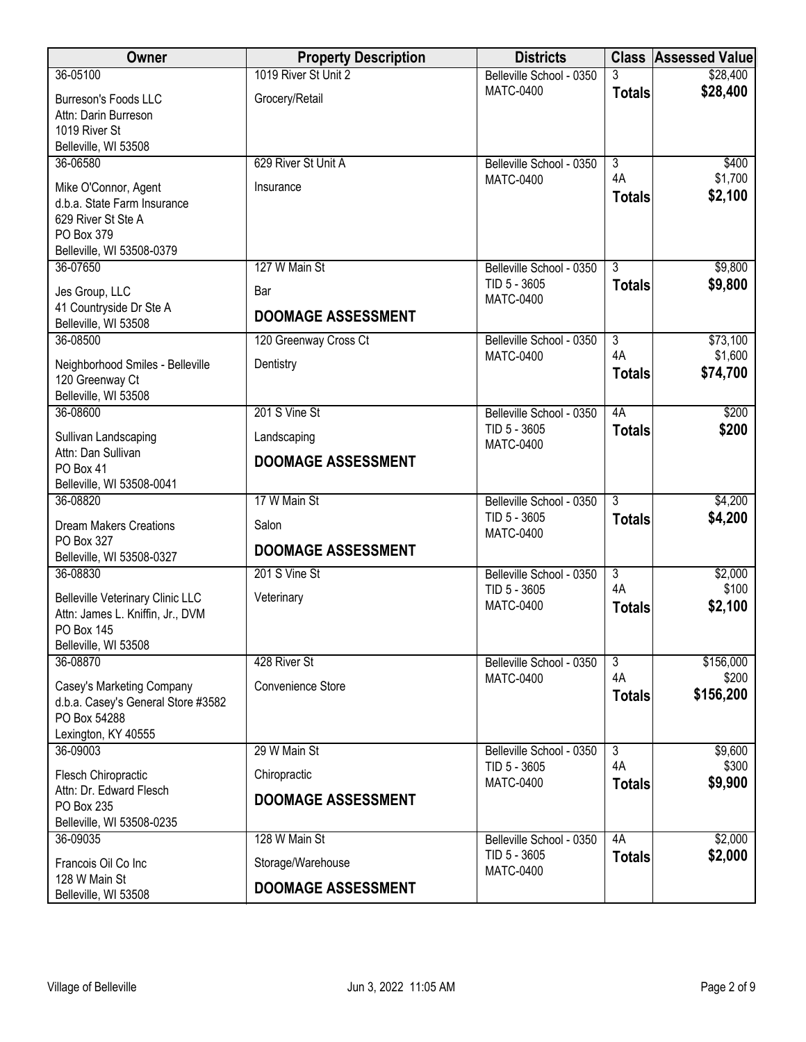| Owner | Property Description | Districts | Class | Assessed Value |
|---|---|---|---|---|
| 36-05100<br>Burreson's Foods LLC<br>Attn: Darin Burreson<br>1019 River St<br>Belleville, WI 53508 | 1019 River St Unit 2<br>Grocery/Retail | Belleville School - 0350<br>MATC-0400 | 3<br>**Totals** | \$28,400<br>**\$28,400** |
| 36-06580<br>Mike O'Connor, Agent<br>d.b.a. State Farm Insurance<br>629 River St Ste A<br>PO Box 379<br>Belleville, WI 53508-0379 | 629 River St Unit A<br>Insurance | Belleville School - 0350<br>MATC-0400 | 3<br>4A<br>**Totals** | \$400<br>\$1,700<br>**\$2,100** |
| 36-07650<br>Jes Group, LLC<br>41 Countryside Dr Ste A<br>Belleville, WI 53508 | 127 W Main St<br>Bar<br>**DOOMAGE ASSESSMENT** | Belleville School - 0350<br>TID 5 - 3605<br>MATC-0400 | 3<br>**Totals** | \$9,800<br>**\$9,800** |
| 36-08500<br>Neighborhood Smiles - Belleville<br>120 Greenway Ct<br>Belleville, WI 53508 | 120 Greenway Cross Ct<br>Dentistry | Belleville School - 0350<br>MATC-0400 | 3<br>4A<br>**Totals** | \$73,100<br>\$1,600<br>**\$74,700** |
| 36-08600<br>Sullivan Landscaping<br>Attn: Dan Sullivan<br>PO Box 41<br>Belleville, WI 53508-0041 | 201 S Vine St<br>Landscaping<br>**DOOMAGE ASSESSMENT** | Belleville School - 0350<br>TID 5 - 3605<br>MATC-0400 | 4A<br>**Totals** | \$200<br>**\$200** |
| 36-08820<br>Dream Makers Creations<br>PO Box 327<br>Belleville, WI 53508-0327 | 17 W Main St<br>Salon<br>**DOOMAGE ASSESSMENT** | Belleville School - 0350<br>TID 5 - 3605<br>MATC-0400 | 3<br>**Totals** | \$4,200<br>**\$4,200** |
| 36-08830<br>Belleville Veterinary Clinic LLC<br>Attn: James L. Kniffin, Jr., DVM<br>PO Box 145<br>Belleville, WI 53508 | 201 S Vine St<br>Veterinary | Belleville School - 0350<br>TID 5 - 3605<br>MATC-0400 | 3<br>4A<br>**Totals** | \$2,000<br>\$100<br>**\$2,100** |
| 36-08870<br>Casey's Marketing Company<br>d.b.a. Casey's General Store #3582<br>PO Box 54288<br>Lexington, KY 40555 | 428 River St<br>Convenience Store | Belleville School - 0350<br>MATC-0400 | 3<br>4A<br>**Totals** | \$156,000<br>\$200<br>**\$156,200** |
| 36-09003<br>Flesch Chiropractic<br>Attn: Dr. Edward Flesch<br>PO Box 235<br>Belleville, WI 53508-0235 | 29 W Main St<br>Chiropractic<br>**DOOMAGE ASSESSMENT** | Belleville School - 0350<br>TID 5 - 3605<br>MATC-0400 | 3<br>4A<br>**Totals** | \$9,600<br>\$300<br>**\$9,900** |
| 36-09035<br>Francois Oil Co Inc<br>128 W Main St<br>Belleville, WI 53508 | 128 W Main St<br>Storage/Warehouse<br>**DOOMAGE ASSESSMENT** | Belleville School - 0350<br>TID 5 - 3605<br>MATC-0400 | 4A<br>**Totals** | \$2,000<br>**\$2,000** |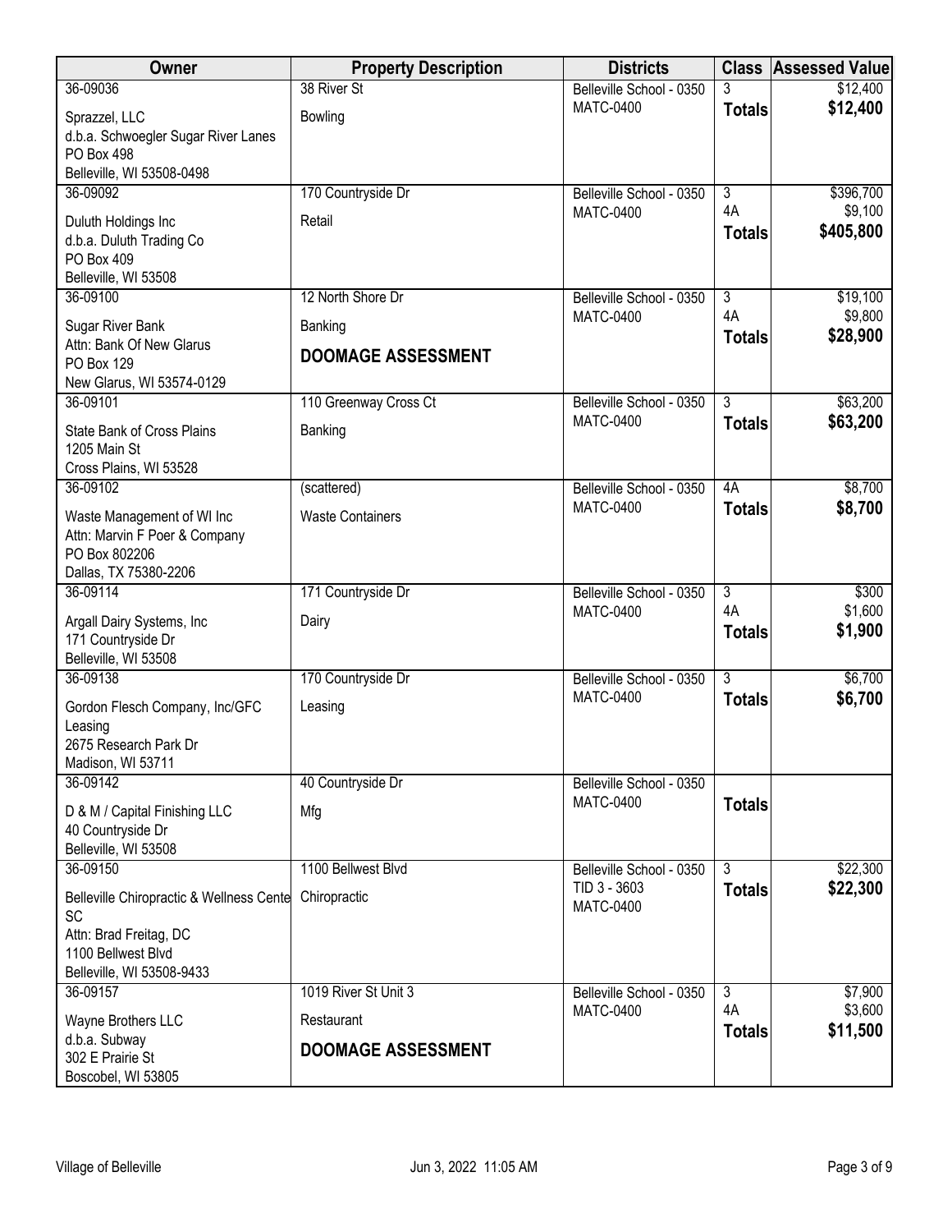| Owner | Property Description | Districts | Class | Assessed Value |
|---|---|---|---|---|
| 36-09036<br>Sprazzel, LLC<br>d.b.a. Schwoegler Sugar River Lanes<br>PO Box 498<br>Belleville, WI 53508-0498 | 38 River St<br>Bowling | Belleville School - 0350<br>MATC-0400 | 3<br>**Totals** | $12,400<br>**$12,400** |
| 36-09092<br>Duluth Holdings Inc<br>d.b.a. Duluth Trading Co<br>PO Box 409<br>Belleville, WI 53508 | 170 Countryside Dr<br>Retail | Belleville School - 0350<br>MATC-0400 | 3<br>4A<br>**Totals** | $396,700<br>$9,100<br>**$405,800** |
| 36-09100<br>Sugar River Bank<br>Attn: Bank Of New Glarus<br>PO Box 129<br>New Glarus, WI 53574-0129 | 12 North Shore Dr<br>Banking<br>**DOOMAGE ASSESSMENT** | Belleville School - 0350<br>MATC-0400 | 3<br>4A<br>**Totals** | $19,100<br>$9,800<br>**$28,900** |
| 36-09101<br>State Bank of Cross Plains<br>1205 Main St<br>Cross Plains, WI 53528 | 110 Greenway Cross Ct<br>Banking | Belleville School - 0350<br>MATC-0400 | 3<br>**Totals** | $63,200<br>**$63,200** |
| 36-09102<br>Waste Management of WI Inc<br>Attn: Marvin F Poer & Company<br>PO Box 802206<br>Dallas, TX 75380-2206 | (scattered)<br>Waste Containers | Belleville School - 0350<br>MATC-0400 | 4A<br>**Totals** | $8,700<br>**$8,700** |
| 36-09114<br>Argall Dairy Systems, Inc<br>171 Countryside Dr<br>Belleville, WI 53508 | 171 Countryside Dr<br>Dairy | Belleville School - 0350<br>MATC-0400 | 3<br>4A<br>**Totals** | $300<br>$1,600<br>**$1,900** |
| 36-09138<br>Gordon Flesch Company, Inc/GFC Leasing<br>2675 Research Park Dr<br>Madison, WI 53711 | 170 Countryside Dr<br>Leasing | Belleville School - 0350<br>MATC-0400 | 3<br>**Totals** | $6,700<br>**$6,700** |
| 36-09142<br>D & M / Capital Finishing LLC<br>40 Countryside Dr<br>Belleville, WI 53508 | 40 Countryside Dr<br>Mfg | Belleville School - 0350<br>MATC-0400 | **Totals** | |
| 36-09150<br>Belleville Chiropractic & Wellness Cente SC<br>Attn: Brad Freitag, DC<br>1100 Bellwest Blvd<br>Belleville, WI 53508-9433 | 1100 Bellwest Blvd<br>Chiropractic | Belleville School - 0350<br>TID 3 - 3603<br>MATC-0400 | 3<br>**Totals** | $22,300<br>**$22,300** |
| 36-09157<br>Wayne Brothers LLC<br>d.b.a. Subway<br>302 E Prairie St<br>Boscobel, WI 53805 | 1019 River St Unit 3<br>Restaurant<br>**DOOMAGE ASSESSMENT** | Belleville School - 0350<br>MATC-0400 | 3<br>4A<br>**Totals** | $7,900<br>$3,600<br>**$11,500** |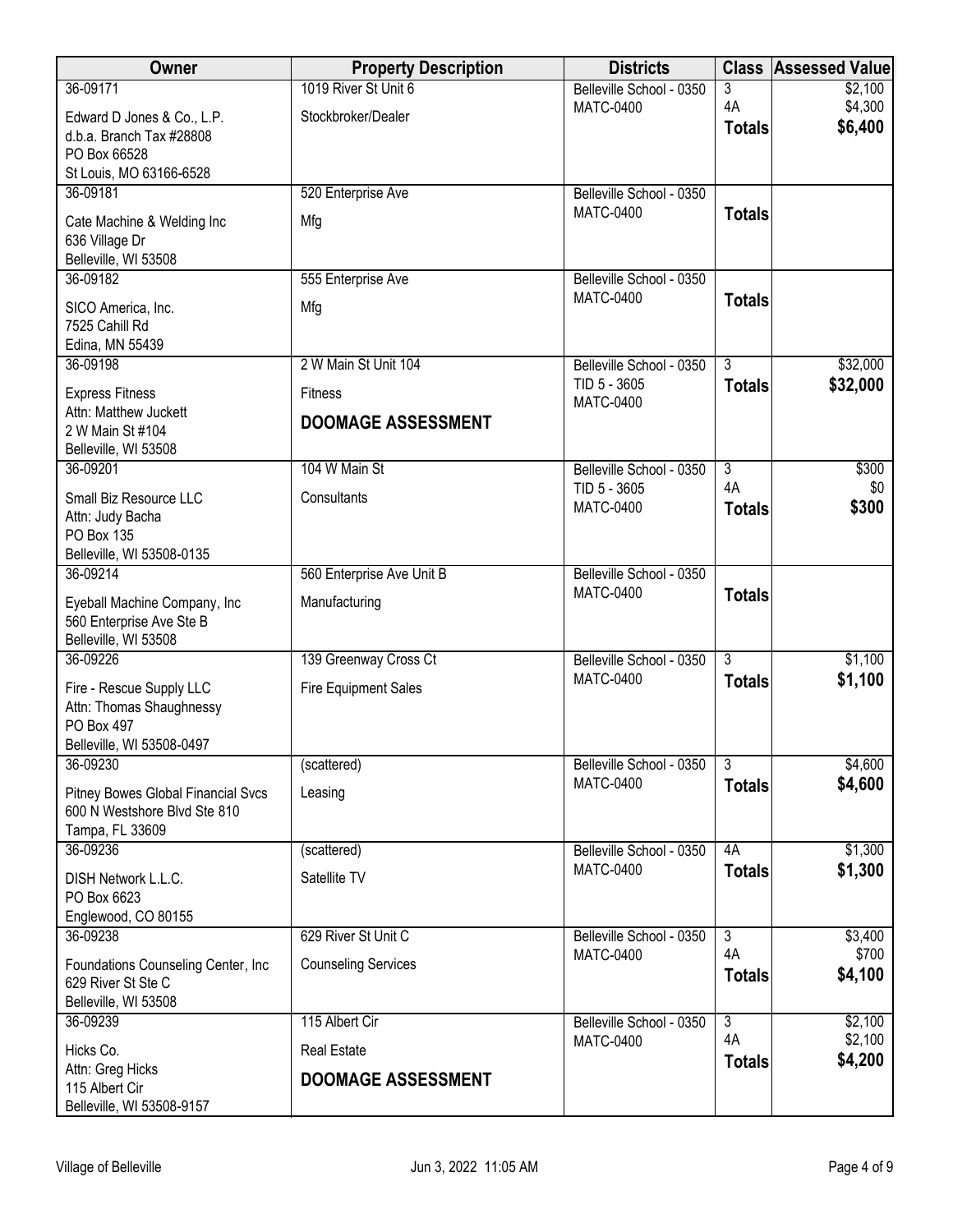| Owner | Property Description | Districts | Class | Assessed Value |
|---|---|---|---|---|
| 36-09171<br>Edward D Jones & Co., L.P.<br>d.b.a. Branch Tax #28808<br>PO Box 66528<br>St Louis, MO 63166-6528 | 1019 River St Unit 6<br>Stockbroker/Dealer | Belleville School - 0350<br>MATC-0400 | 3<br>4A<br>**Totals** | $2,100<br>$4,300<br>**$6,400** |
| 36-09181<br>Cate Machine & Welding Inc<br>636 Village Dr<br>Belleville, WI 53508 | 520 Enterprise Ave<br>Mfg | Belleville School - 0350<br>MATC-0400 | **Totals** | |
| 36-09182<br>SICO America, Inc.<br>7525 Cahill Rd<br>Edina, MN 55439 | 555 Enterprise Ave<br>Mfg | Belleville School - 0350<br>MATC-0400 | **Totals** | |
| 36-09198<br>Express Fitness<br>Attn: Matthew Juckett<br>2 W Main St #104<br>Belleville, WI 53508 | 2 W Main St Unit 104<br>Fitness<br>**DOOMAGE ASSESSMENT** | Belleville School - 0350<br>TID 5 - 3605<br>MATC-0400 | 3<br>**Totals** | $32,000<br>**$32,000** |
| 36-09201<br>Small Biz Resource LLC<br>Attn: Judy Bacha<br>PO Box 135<br>Belleville, WI 53508-0135 | 104 W Main St<br>Consultants | Belleville School - 0350<br>TID 5 - 3605<br>MATC-0400 | 3<br>4A<br>**Totals** | $300<br>$0<br>**$300** |
| 36-09214<br>Eyeball Machine Company, Inc<br>560 Enterprise Ave Ste B<br>Belleville, WI 53508 | 560 Enterprise Ave Unit B<br>Manufacturing | Belleville School - 0350<br>MATC-0400 | **Totals** | |
| 36-09226<br>Fire - Rescue Supply LLC<br>Attn: Thomas Shaughnessy<br>PO Box 497<br>Belleville, WI 53508-0497 | 139 Greenway Cross Ct<br>Fire Equipment Sales | Belleville School - 0350<br>MATC-0400 | 3<br>**Totals** | $1,100<br>**$1,100** |
| 36-09230<br>Pitney Bowes Global Financial Svcs<br>600 N Westshore Blvd Ste 810<br>Tampa, FL 33609 | (scattered)<br>Leasing | Belleville School - 0350<br>MATC-0400 | 3<br>**Totals** | $4,600<br>**$4,600** |
| 36-09236<br>DISH Network L.L.C.<br>PO Box 6623<br>Englewood, CO 80155 | (scattered)<br>Satellite TV | Belleville School - 0350<br>MATC-0400 | 4A<br>**Totals** | $1,300<br>**$1,300** |
| 36-09238<br>Foundations Counseling Center, Inc<br>629 River St Ste C<br>Belleville, WI 53508 | 629 River St Unit C<br>Counseling Services | Belleville School - 0350<br>MATC-0400 | 3<br>4A<br>**Totals** | $3,400<br>$700<br>**$4,100** |
| 36-09239<br>Hicks Co.<br>Attn: Greg Hicks<br>115 Albert Cir<br>Belleville, WI 53508-9157 | 115 Albert Cir<br>Real Estate<br>**DOOMAGE ASSESSMENT** | Belleville School - 0350<br>MATC-0400 | 3<br>4A<br>**Totals** | $2,100<br>$2,100<br>**$4,200** |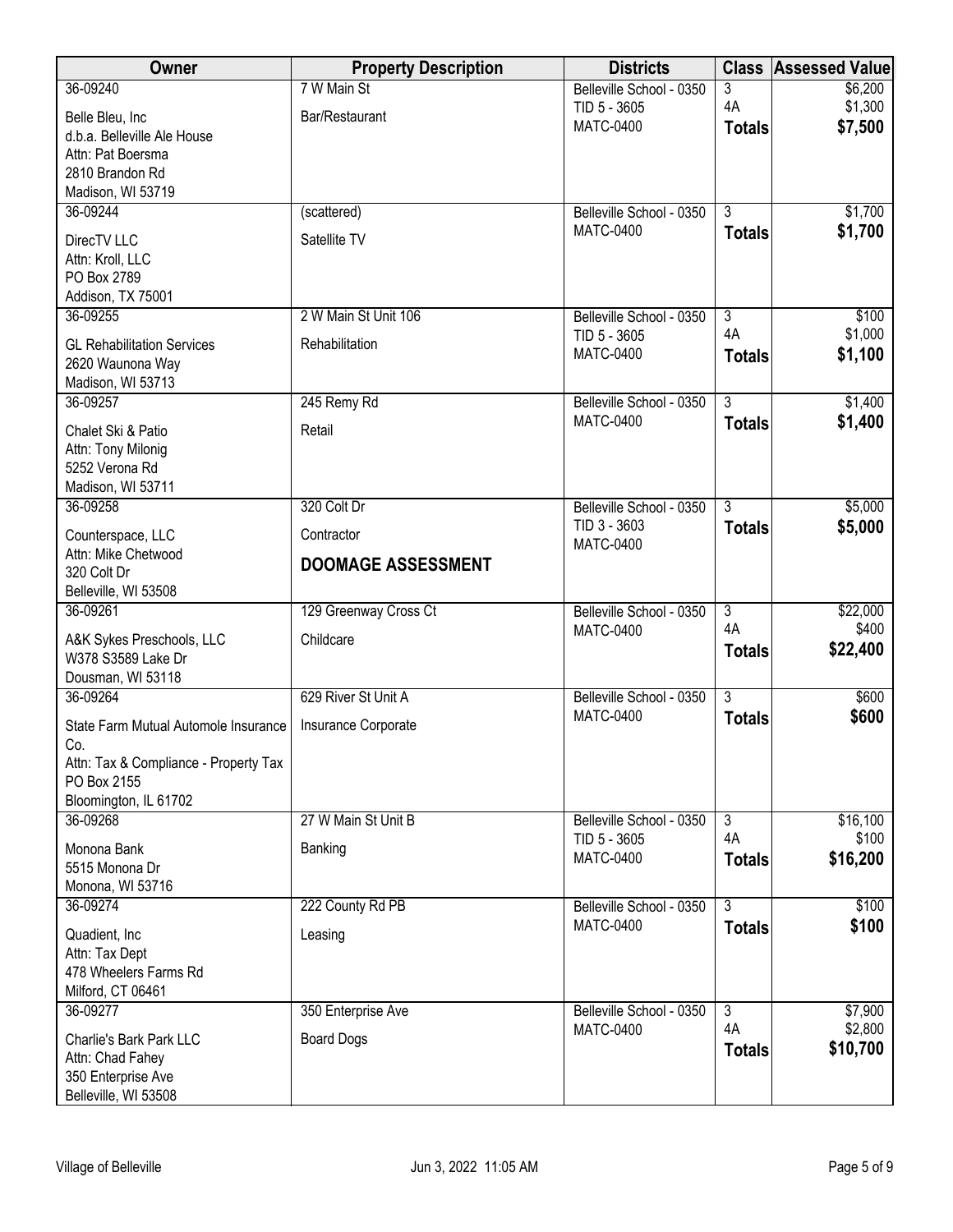| Owner | Property Description | Districts | Class | Assessed Value |
|---|---|---|---|---|
| 36-09240<br>Belle Bleu, Inc<br>d.b.a. Belleville Ale House<br>Attn: Pat Boersma<br>2810 Brandon Rd<br>Madison, WI 53719 | 7 W Main St<br>Bar/Restaurant | Belleville School - 0350<br>TID 5 - 3605<br>MATC-0400 | 3<br>4A<br>**Totals** | $6,200<br>$1,300<br>**$7,500** |
| 36-09244<br>DirecTV LLC<br>Attn: Kroll, LLC<br>PO Box 2789<br>Addison, TX 75001 | (scattered)<br>Satellite TV | Belleville School - 0350<br>MATC-0400 | 3<br>**Totals** | $1,700<br>**$1,700** |
| 36-09255<br>GL Rehabilitation Services<br>2620 Waunona Way<br>Madison, WI 53713 | 2 W Main St Unit 106<br>Rehabilitation | Belleville School - 0350<br>TID 5 - 3605<br>MATC-0400 | 3<br>4A<br>**Totals** | $100<br>$1,000<br>**$1,100** |
| 36-09257<br>Chalet Ski & Patio<br>Attn: Tony Milonig<br>5252 Verona Rd<br>Madison, WI 53711 | 245 Remy Rd<br>Retail | Belleville School - 0350<br>MATC-0400 | 3<br>**Totals** | $1,400<br>**$1,400** |
| 36-09258<br>Counterspace, LLC<br>Attn: Mike Chetwood<br>320 Colt Dr<br>Belleville, WI 53508 | 320 Colt Dr<br>Contractor<br>**DOOMAGE ASSESSMENT** | Belleville School - 0350<br>TID 3 - 3603<br>MATC-0400 | 3<br>**Totals** | $5,000<br>**$5,000** |
| 36-09261<br>A&K Sykes Preschools, LLC<br>W378 S3589 Lake Dr<br>Dousman, WI 53118 | 129 Greenway Cross Ct<br>Childcare | Belleville School - 0350<br>MATC-0400 | 3<br>4A<br>**Totals** | $22,000<br>$400<br>**$22,400** |
| 36-09264<br>State Farm Mutual Automole Insurance Co.<br>Attn: Tax & Compliance - Property Tax<br>PO Box 2155<br>Bloomington, IL 61702 | 629 River St Unit A<br>Insurance Corporate | Belleville School - 0350<br>MATC-0400 | 3<br>**Totals** | $600<br>**$600** |
| 36-09268<br>Monona Bank<br>5515 Monona Dr<br>Monona, WI 53716 | 27 W Main St Unit B<br>Banking | Belleville School - 0350<br>TID 5 - 3605<br>MATC-0400 | 3<br>4A<br>**Totals** | $16,100<br>$100<br>**$16,200** |
| 36-09274<br>Quadient, Inc<br>Attn: Tax Dept<br>478 Wheelers Farms Rd<br>Milford, CT 06461 | 222 County Rd PB<br>Leasing | Belleville School - 0350<br>MATC-0400 | 3<br>**Totals** | $100<br>**$100** |
| 36-09277<br>Charlie's Bark Park LLC<br>Attn: Chad Fahey<br>350 Enterprise Ave<br>Belleville, WI 53508 | 350 Enterprise Ave<br>Board Dogs | Belleville School - 0350<br>MATC-0400 | 3<br>4A<br>**Totals** | $7,900<br>$2,800<br>**$10,700** |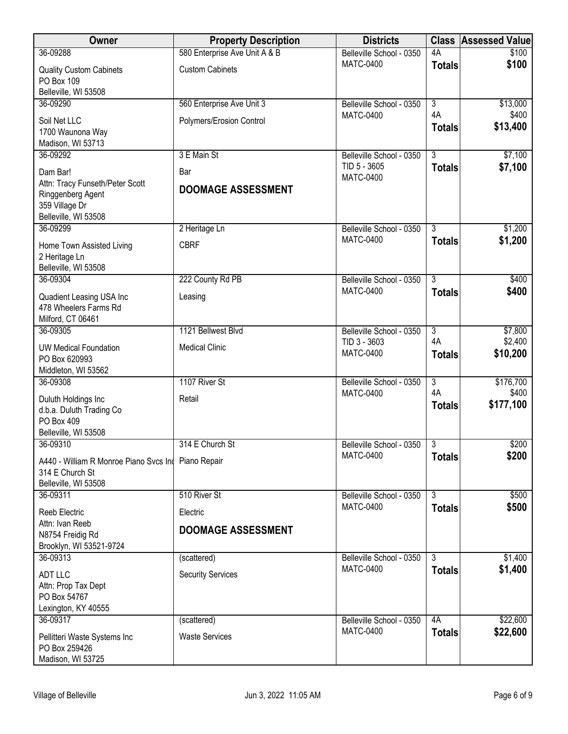| Owner | Property Description | Districts | Class | Assessed Value |
|---|---|---|---|---|
| 36-09288<br>Quality Custom Cabinets<br>PO Box 109<br>Belleville, WI 53508 | 580 Enterprise Ave Unit A & B<br>Custom Cabinets | Belleville School - 0350<br>MATC-0400 | 4A<br>**Totals** | $100<br>**$100** |
| 36-09290<br>Soil Net LLC<br>1700 Waunona Way<br>Madison, WI 53713 | 560 Enterprise Ave Unit 3<br>Polymers/Erosion Control | Belleville School - 0350<br>MATC-0400 | 3<br>4A<br>**Totals** | $13,000<br>$400<br>**$13,400** |
| 36-09292<br>Dam Bar!<br>Attn: Tracy Funseth/Peter Scott Ringgenberg Agent<br>359 Village Dr<br>Belleville, WI 53508 | 3 E Main St<br>Bar<br>**DOOMAGE ASSESSMENT** | Belleville School - 0350<br>TID 5 - 3605<br>MATC-0400 | 3<br>**Totals** | $7,100<br>**$7,100** |
| 36-09299<br>Home Town Assisted Living<br>2 Heritage Ln<br>Belleville, WI 53508 | 2 Heritage Ln<br>CBRF | Belleville School - 0350<br>MATC-0400 | 3<br>**Totals** | $1,200<br>**$1,200** |
| 36-09304<br>Quadient Leasing USA Inc<br>478 Wheelers Farms Rd<br>Milford, CT 06461 | 222 County Rd PB<br>Leasing | Belleville School - 0350<br>MATC-0400 | 3<br>**Totals** | $400<br>**$400** |
| 36-09305<br>UW Medical Foundation<br>PO Box 620993<br>Middleton, WI 53562 | 1121 Bellwest Blvd<br>Medical Clinic | Belleville School - 0350<br>TID 3 - 3603<br>MATC-0400 | 3<br>4A<br>**Totals** | $7,800<br>$2,400<br>**$10,200** |
| 36-09308<br>Duluth Holdings Inc<br>d.b.a. Duluth Trading Co<br>PO Box 409<br>Belleville, WI 53508 | 1107 River St<br>Retail | Belleville School - 0350<br>MATC-0400 | 3<br>4A<br>**Totals** | $176,700<br>$400<br>**$177,100** |
| 36-09310<br>A440 - William R Monroe Piano Svcs Inc<br>314 E Church St<br>Belleville, WI 53508 | 314 E Church St<br>Piano Repair | Belleville School - 0350<br>MATC-0400 | 3<br>**Totals** | $200<br>**$200** |
| 36-09311<br>Reeb Electric<br>Attn: Ivan Reeb<br>N8754 Freidig Rd<br>Brooklyn, WI 53521-9724 | 510 River St<br>Electric<br>**DOOMAGE ASSESSMENT** | Belleville School - 0350<br>MATC-0400 | 3<br>**Totals** | $500<br>**$500** |
| 36-09313<br>ADT LLC<br>Attn: Prop Tax Dept<br>PO Box 54767<br>Lexington, KY 40555 | (scattered)<br>Security Services | Belleville School - 0350<br>MATC-0400 | 3<br>**Totals** | $1,400<br>**$1,400** |
| 36-09317<br>Pellitteri Waste Systems Inc<br>PO Box 259426<br>Madison, WI 53725 | (scattered)<br>Waste Services | Belleville School - 0350<br>MATC-0400 | 4A<br>**Totals** | $22,600<br>**$22,600** |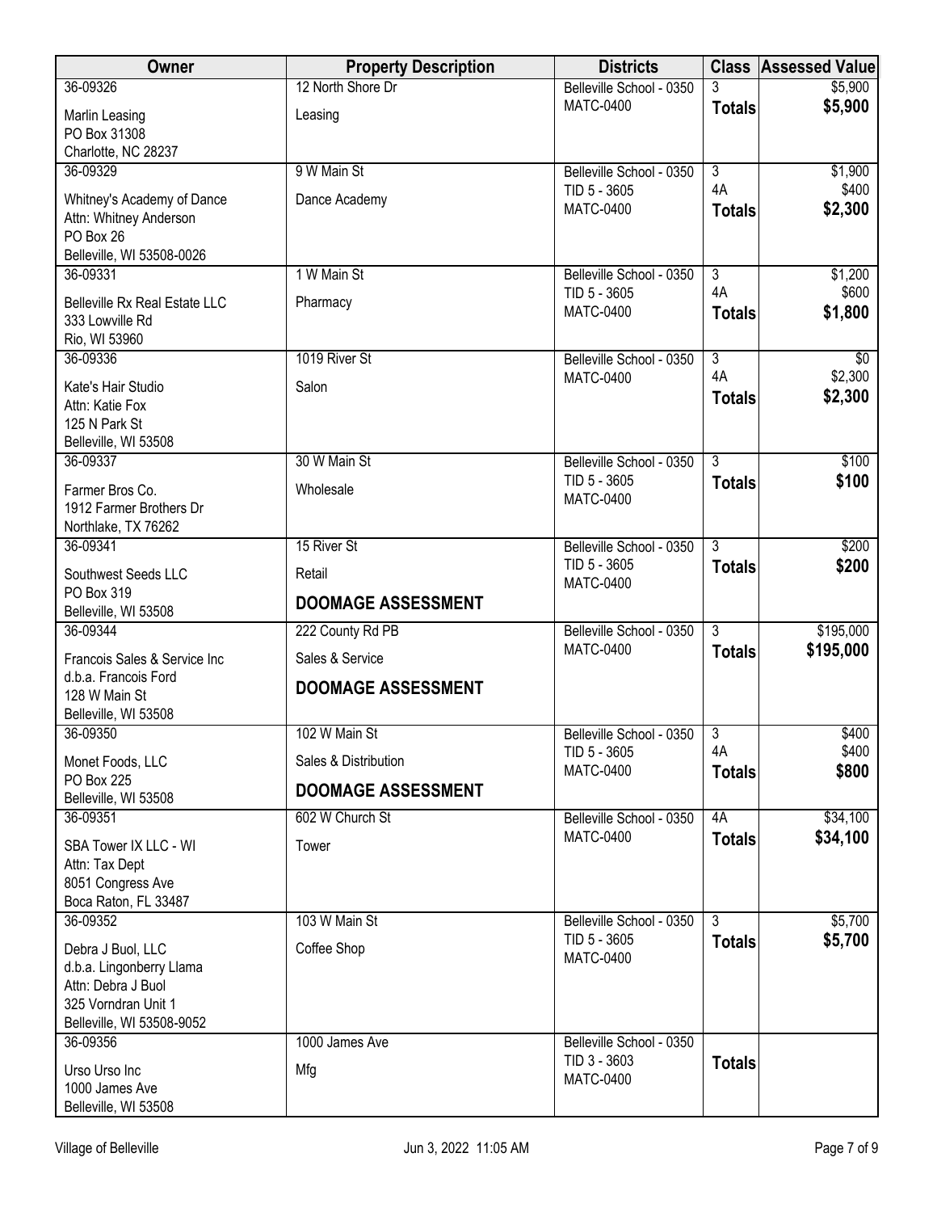| Owner | Property Description | Districts | Class | Assessed Value |
|---|---|---|---|---|
| 36-09326<br>Marlin Leasing<br>PO Box 31308<br>Charlotte, NC 28237 | 12 North Shore Dr<br>Leasing | Belleville School - 0350<br>MATC-0400 | 3<br>**Totals** | $5,900<br>**$5,900** |
| 36-09329<br>Whitney's Academy of Dance<br>Attn: Whitney Anderson<br>PO Box 26<br>Belleville, WI 53508-0026 | 9 W Main St<br>Dance Academy | Belleville School - 0350<br>TID 5 - 3605<br>MATC-0400 | 3<br>4A<br>**Totals** | $1,900<br>$400<br>**$2,300** |
| 36-09331<br>Belleville Rx Real Estate LLC<br>333 Lowville Rd<br>Rio, WI 53960 | 1 W Main St<br>Pharmacy | Belleville School - 0350<br>TID 5 - 3605<br>MATC-0400 | 3<br>4A<br>**Totals** | $1,200<br>$600<br>**$1,800** |
| 36-09336<br>Kate's Hair Studio<br>Attn: Katie Fox<br>125 N Park St<br>Belleville, WI 53508 | 1019 River St<br>Salon | Belleville School - 0350<br>MATC-0400 | 3<br>4A<br>**Totals** | $0<br>$2,300<br>**$2,300** |
| 36-09337<br>Farmer Bros Co.<br>1912 Farmer Brothers Dr<br>Northlake, TX 76262 | 30 W Main St<br>Wholesale | Belleville School - 0350<br>TID 5 - 3605<br>MATC-0400 | 3<br>**Totals** | $100<br>**$100** |
| 36-09341<br>Southwest Seeds LLC<br>PO Box 319<br>Belleville, WI 53508 | 15 River St<br>Retail<br>**DOOMAGE ASSESSMENT** | Belleville School - 0350<br>TID 5 - 3605<br>MATC-0400 | 3<br>**Totals** | $200<br>**$200** |
| 36-09344<br>Francois Sales & Service Inc<br>d.b.a. Francois Ford<br>128 W Main St<br>Belleville, WI 53508 | 222 County Rd PB<br>Sales & Service<br>**DOOMAGE ASSESSMENT** | Belleville School - 0350<br>MATC-0400 | 3<br>**Totals** | $195,000<br>**$195,000** |
| 36-09350<br>Monet Foods, LLC<br>PO Box 225<br>Belleville, WI 53508 | 102 W Main St<br>Sales & Distribution<br>**DOOMAGE ASSESSMENT** | Belleville School - 0350<br>TID 5 - 3605<br>MATC-0400 | 3<br>4A<br>**Totals** | $400<br>$400<br>**$800** |
| 36-09351<br>SBA Tower IX LLC - WI<br>Attn: Tax Dept<br>8051 Congress Ave<br>Boca Raton, FL 33487 | 602 W Church St<br>Tower | Belleville School - 0350<br>MATC-0400 | 4A<br>**Totals** | $34,100<br>**$34,100** |
| 36-09352<br>Debra J Buol, LLC<br>d.b.a. Lingonberry Llama<br>Attn: Debra J Buol<br>325 Vorndran Unit 1<br>Belleville, WI 53508-9052 | 103 W Main St<br>Coffee Shop | Belleville School - 0350<br>TID 5 - 3605<br>MATC-0400 | 3<br>**Totals** | $5,700<br>**$5,700** |
| 36-09356<br>Urso Urso Inc<br>1000 James Ave<br>Belleville, WI 53508 | 1000 James Ave<br>Mfg | Belleville School - 0350<br>TID 3 - 3603<br>MATC-0400 | **Totals** | |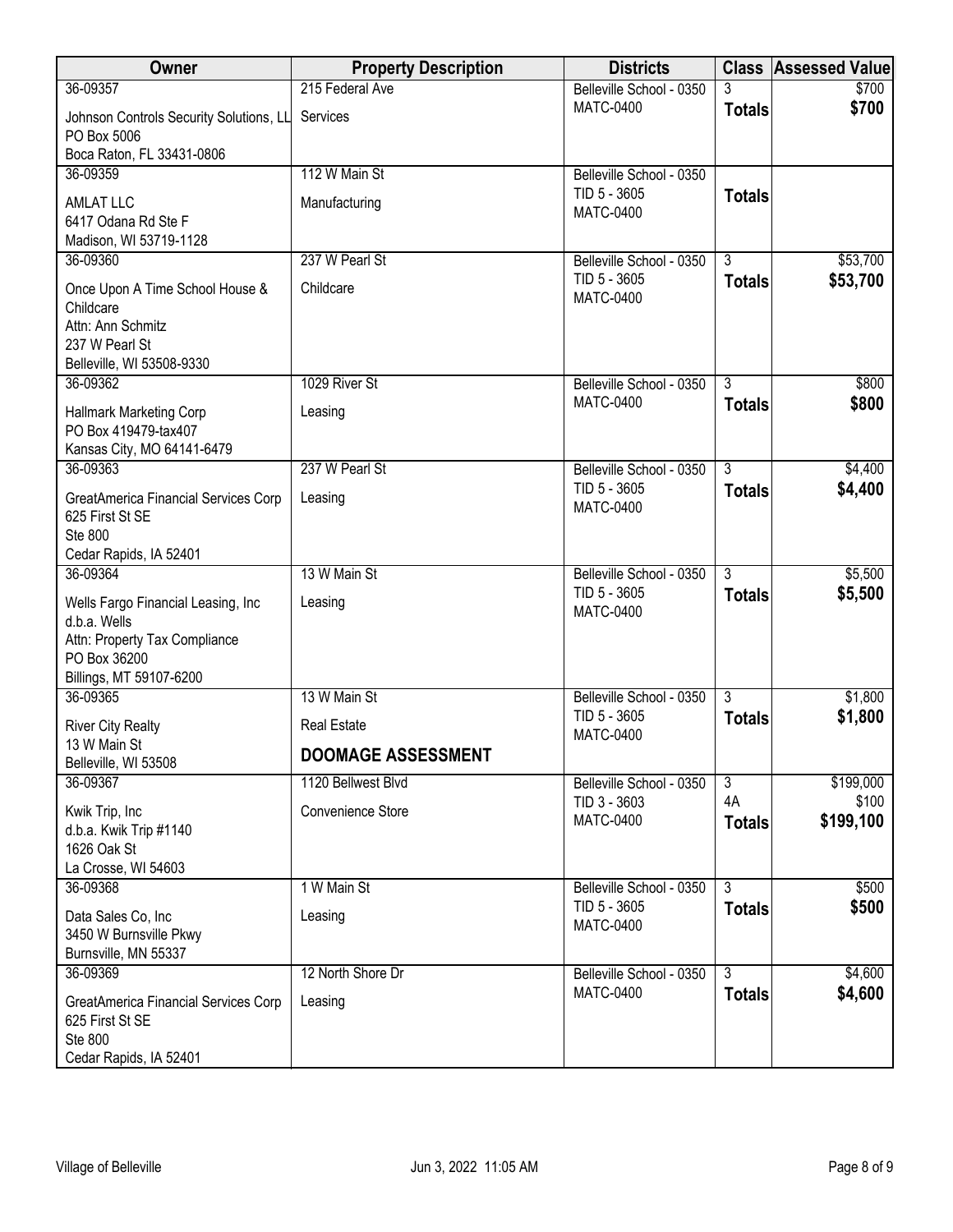| Owner | Property Description | Districts | Class | Assessed Value |
|---|---|---|---|---|
| 36-09357<br>Johnson Controls Security Solutions, LL<br>PO Box 5006<br>Boca Raton, FL 33431-0806 | 215 Federal Ave<br>Services | Belleville School - 0350<br>MATC-0400 | 3<br>**Totals** | $700<br>**$700** |
| 36-09359<br>AMLAT LLC<br>6417 Odana Rd Ste F<br>Madison, WI 53719-1128 | 112 W Main St<br>Manufacturing | Belleville School - 0350<br>TID 5 - 3605<br>MATC-0400 | **Totals** | |
| 36-09360<br>Once Upon A Time School House & Childcare<br>Attn: Ann Schmitz<br>237 W Pearl St<br>Belleville, WI 53508-9330 | 237 W Pearl St<br>Childcare | Belleville School - 0350<br>TID 5 - 3605<br>MATC-0400 | 3<br>**Totals** | $53,700<br>**$53,700** |
| 36-09362<br>Hallmark Marketing Corp<br>PO Box 419479-tax407<br>Kansas City, MO 64141-6479 | 1029 River St<br>Leasing | Belleville School - 0350<br>MATC-0400 | 3<br>**Totals** | $800<br>**$800** |
| 36-09363<br>GreatAmerica Financial Services Corp<br>625 First St SE<br>Ste 800<br>Cedar Rapids, IA 52401 | 237 W Pearl St<br>Leasing | Belleville School - 0350<br>TID 5 - 3605<br>MATC-0400 | 3<br>**Totals** | $4,400<br>**$4,400** |
| 36-09364<br>Wells Fargo Financial Leasing, Inc d.b.a. Wells<br>Attn: Property Tax Compliance<br>PO Box 36200<br>Billings, MT 59107-6200 | 13 W Main St<br>Leasing | Belleville School - 0350<br>TID 5 - 3605<br>MATC-0400 | 3<br>**Totals** | $5,500<br>**$5,500** |
| 36-09365<br>River City Realty<br>13 W Main St<br>Belleville, WI 53508 | 13 W Main St<br>Real Estate<br>**DOOMAGE ASSESSMENT** | Belleville School - 0350<br>TID 5 - 3605<br>MATC-0400 | 3<br>**Totals** | $1,800<br>**$1,800** |
| 36-09367<br>Kwik Trip, Inc<br>d.b.a. Kwik Trip #1140<br>1626 Oak St<br>La Crosse, WI 54603 | 1120 Bellwest Blvd<br>Convenience Store | Belleville School - 0350<br>TID 3 - 3603<br>MATC-0400 | 3<br>4A<br>**Totals** | $199,000<br>$100<br>**$199,100** |
| 36-09368<br>Data Sales Co, Inc<br>3450 W Burnsville Pkwy<br>Burnsville, MN 55337 | 1 W Main St<br>Leasing | Belleville School - 0350<br>TID 5 - 3605<br>MATC-0400 | 3<br>**Totals** | $500<br>**$500** |
| 36-09369<br>GreatAmerica Financial Services Corp<br>625 First St SE<br>Ste 800<br>Cedar Rapids, IA 52401 | 12 North Shore Dr<br>Leasing | Belleville School - 0350<br>MATC-0400 | 3<br>**Totals** | $4,600<br>**$4,600** |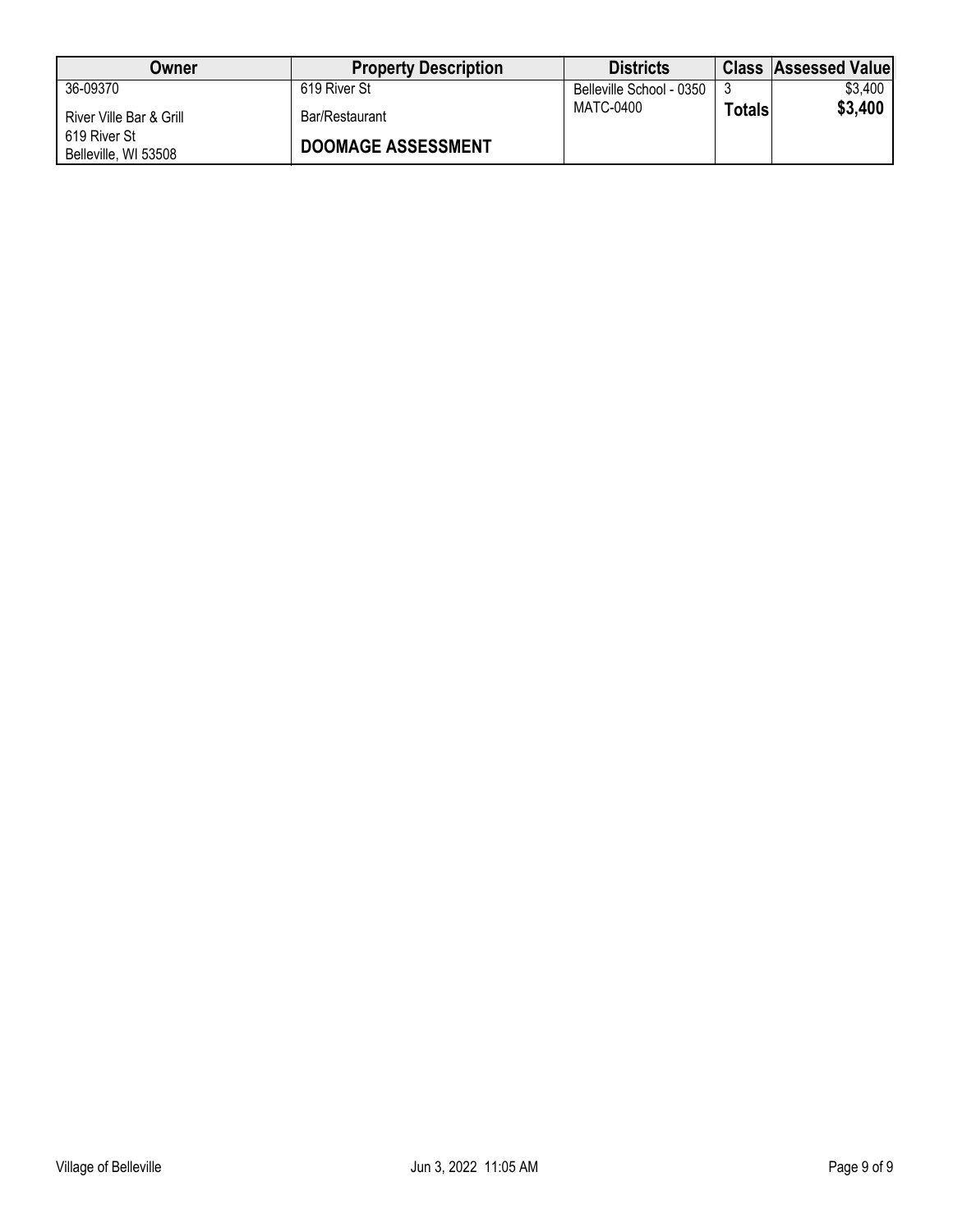| Owner | Property Description | Districts | Class | Assessed Value |
|---|---|---|---|---|
| 36-09370<br>River Ville Bar & Grill<br>619 River St<br>Belleville, WI 53508 | 619 River St<br>Bar/Restaurant<br>**DOOMAGE ASSESSMENT** | Belleville School - 0350<br>MATC-0400 | 3 | $3,400 |
| | | | **Totals** | **$3,400** |